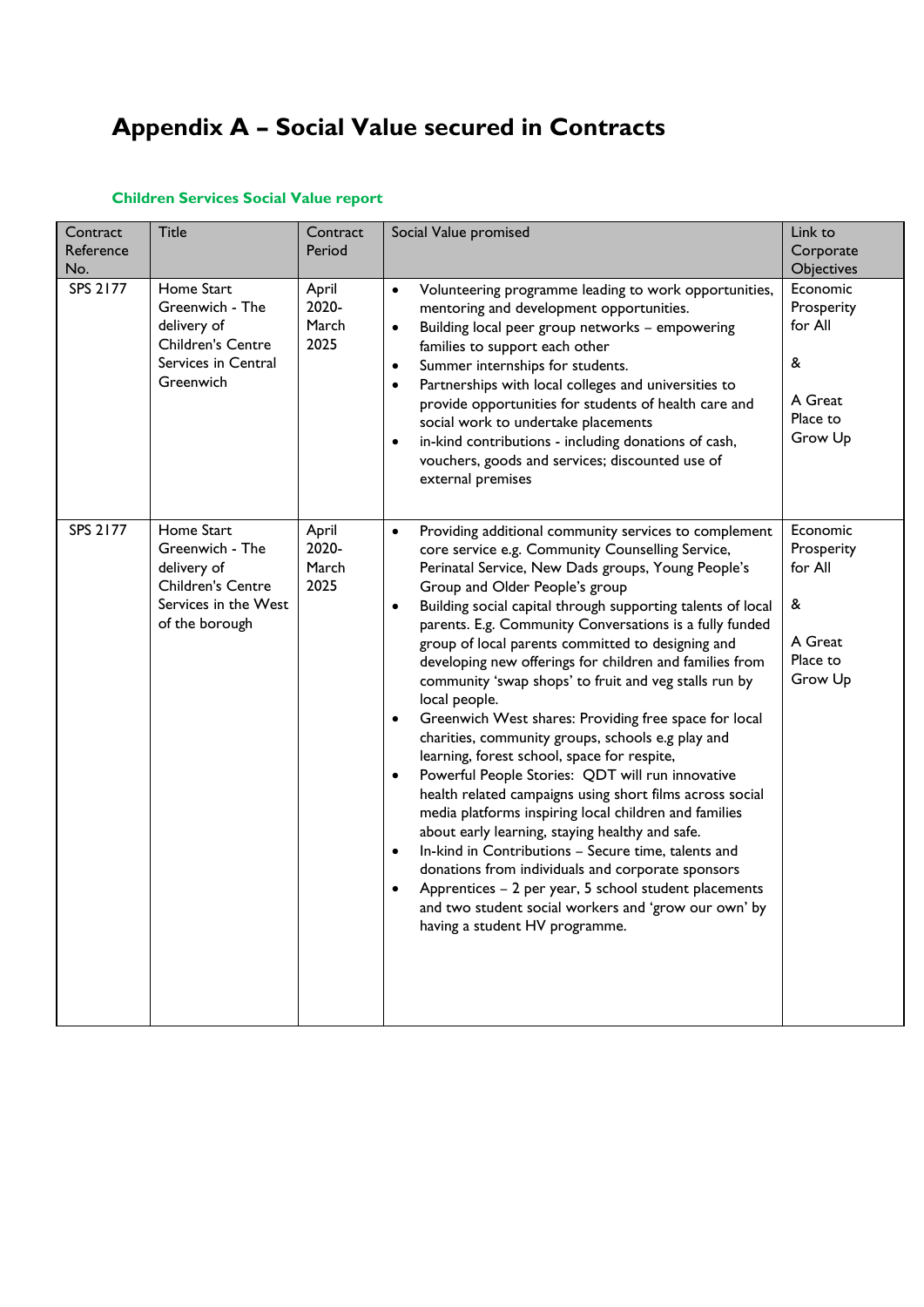# Appendix A – Social Value secured in Contracts

### Children Services Social Value report

| Contract Reference No. | Title | Contract Period | Social Value promised | Link to Corporate Objectives |
|---|---|---|---|---|
| SPS 2177 | Home Start Greenwich - The delivery of Children's Centre Services in Central Greenwich | April 2020- March 2025 | • Volunteering programme leading to work opportunities, mentoring and development opportunities.<br>• Building local peer group networks – empowering families to support each other<br>• Summer internships for students.<br>• Partnerships with local colleges and universities to provide opportunities for students of health care and social work to undertake placements<br>• in-kind contributions - including donations of cash, vouchers, goods and services; discounted use of external premises | Economic Prosperity for All<br><br>&<br><br>A Great Place to Grow Up |
| SPS 2177 | Home Start Greenwich - The delivery of Children's Centre Services in the West of the borough | April 2020- March 2025 | • Providing additional community services to complement core service e.g. Community Counselling Service, Perinatal Service, New Dads groups, Young People's Group and Older People's group<br>• Building social capital through supporting talents of local parents. E.g. Community Conversations is a fully funded group of local parents committed to designing and developing new offerings for children and families from community 'swap shops' to fruit and veg stalls run by local people.<br>• Greenwich West shares: Providing free space for local charities, community groups, schools e.g play and learning, forest school, space for respite,<br>• Powerful People Stories: QDT will run innovative health related campaigns using short films across social media platforms inspiring local children and families about early learning, staying healthy and safe.<br>• In-kind in Contributions – Secure time, talents and donations from individuals and corporate sponsors<br>• Apprentices – 2 per year, 5 school student placements and two student social workers and 'grow our own' by having a student HV programme. | Economic Prosperity for All<br><br>&<br><br>A Great Place to Grow Up |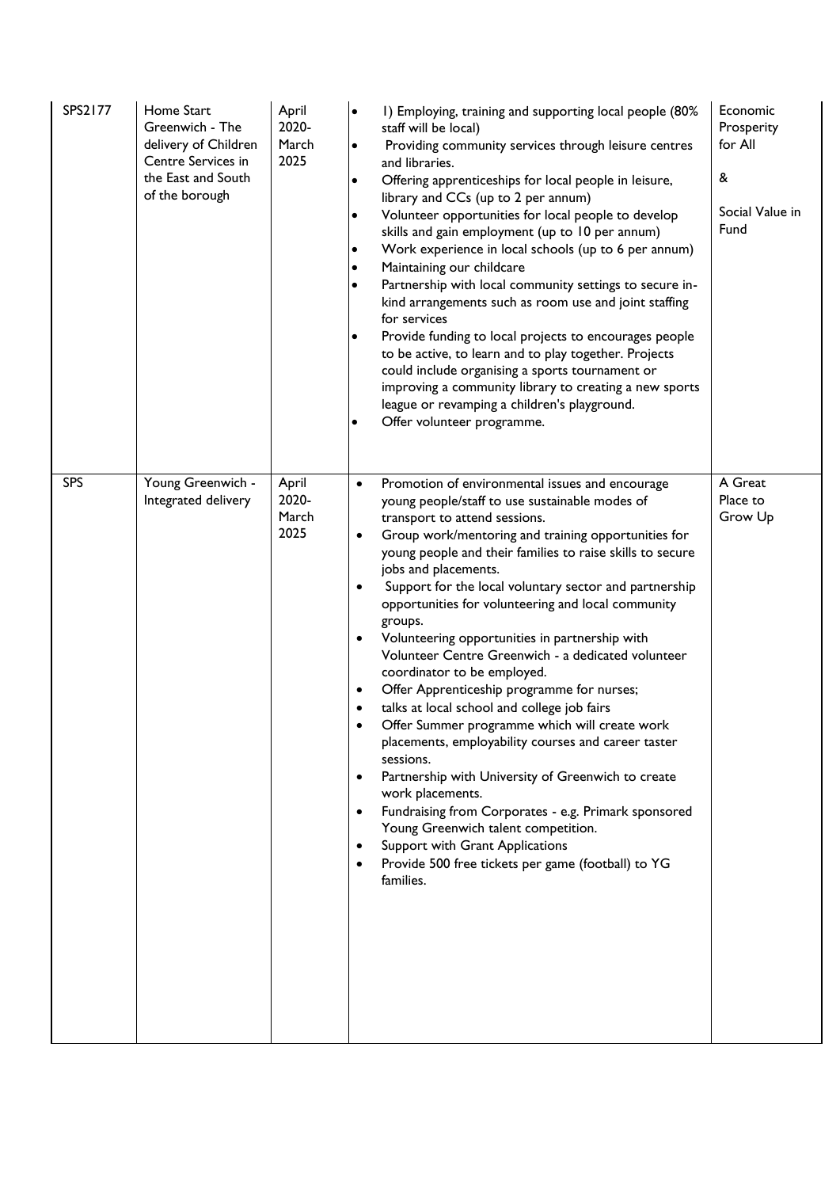| | | | | |
|---|---|---|---|---|
| SPS2177 | Home Start Greenwich - The delivery of Children Centre Services in the East and South of the borough | April 2020- March 2025 | • 1) Employing, training and supporting local people (80% staff will be local)<br>• Providing community services through leisure centres and libraries.<br>• Offering apprenticeships for local people in leisure, library and CCs (up to 2 per annum)<br>• Volunteer opportunities for local people to develop skills and gain employment (up to 10 per annum)<br>• Work experience in local schools (up to 6 per annum)<br>• Maintaining our childcare<br>• Partnership with local community settings to secure in-kind arrangements such as room use and joint staffing for services<br>• Provide funding to local projects to encourages people to be active, to learn and to play together. Projects could include organising a sports tournament or improving a community library to creating a new sports league or revamping a children's playground.<br>• Offer volunteer programme. | Economic Prosperity for All<br><br>&<br><br>Social Value in Fund |
| SPS | Young Greenwich - Integrated delivery | April 2020- March 2025 | • Promotion of environmental issues and encourage young people/staff to use sustainable modes of transport to attend sessions.<br>• Group work/mentoring and training opportunities for young people and their families to raise skills to secure jobs and placements.<br>• Support for the local voluntary sector and partnership opportunities for volunteering and local community groups.<br>• Volunteering opportunities in partnership with Volunteer Centre Greenwich - a dedicated volunteer coordinator to be employed.<br>• Offer Apprenticeship programme for nurses;<br>• talks at local school and college job fairs<br>• Offer Summer programme which will create work placements, employability courses and career taster sessions.<br>• Partnership with University of Greenwich to create work placements.<br>• Fundraising from Corporates - e.g. Primark sponsored Young Greenwich talent competition.<br>• Support with Grant Applications<br>• Provide 500 free tickets per game (football) to YG families. | A Great Place to Grow Up |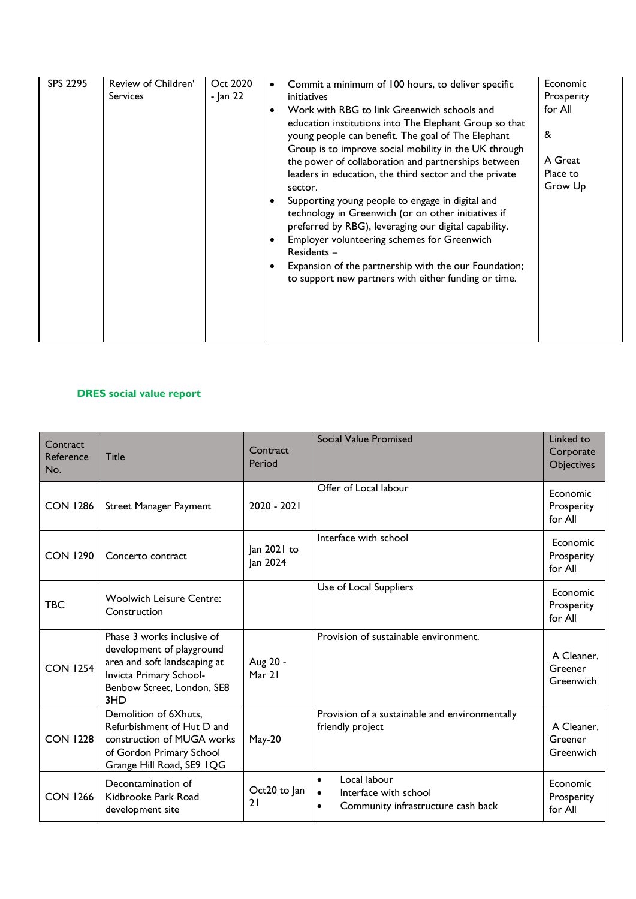| | | | | |
|---|---|---|---|---|
| SPS 2295 | Review of Children' Services | Oct 2020 - Jan 22 | • Commit a minimum of 100 hours, to deliver specific initiatives<br>• Work with RBG to link Greenwich schools and education institutions into The Elephant Group so that young people can benefit. The goal of The Elephant Group is to improve social mobility in the UK through the power of collaboration and partnerships between leaders in education, the third sector and the private sector.<br>• Supporting young people to engage in digital and technology in Greenwich (or on other initiatives if preferred by RBG), leveraging our digital capability.<br>• Employer volunteering schemes for Greenwich Residents –<br>• Expansion of the partnership with the our Foundation; to support new partners with either funding or time. | Economic Prosperity for All<br><br>&<br><br>A Great Place to Grow Up |

**DRES social value report**

| Contract Reference No. | Title | Contract Period | Social Value Promised | Linked to Corporate Objectives |
|---|---|---|---|---|
| CON 1286 | Street Manager Payment | 2020 - 2021 | Offer of Local labour | Economic Prosperity for All |
| CON 1290 | Concerto contract | Jan 2021 to Jan 2024 | Interface with school | Economic Prosperity for All |
| TBC | Woolwich Leisure Centre: Construction | | Use of Local Suppliers | Economic Prosperity for All |
| CON 1254 | Phase 3 works inclusive of development of playground area and soft landscaping at Invicta Primary School- Benbow Street, London, SE8 3HD | Aug 20 - Mar 21 | Provision of sustainable environment. | A Cleaner, Greener Greenwich |
| CON 1228 | Demolition of 6Xhuts, Refurbishment of Hut D and construction of MUGA works of Gordon Primary School Grange Hill Road, SE9 1QG | May-20 | Provision of a sustainable and environmentally friendly project | A Cleaner, Greener Greenwich |
| CON 1266 | Decontamination of Kidbrooke Park Road development site | Oct20 to Jan 21 | • Local labour<br>• Interface with school<br>• Community infrastructure cash back | Economic Prosperity for All |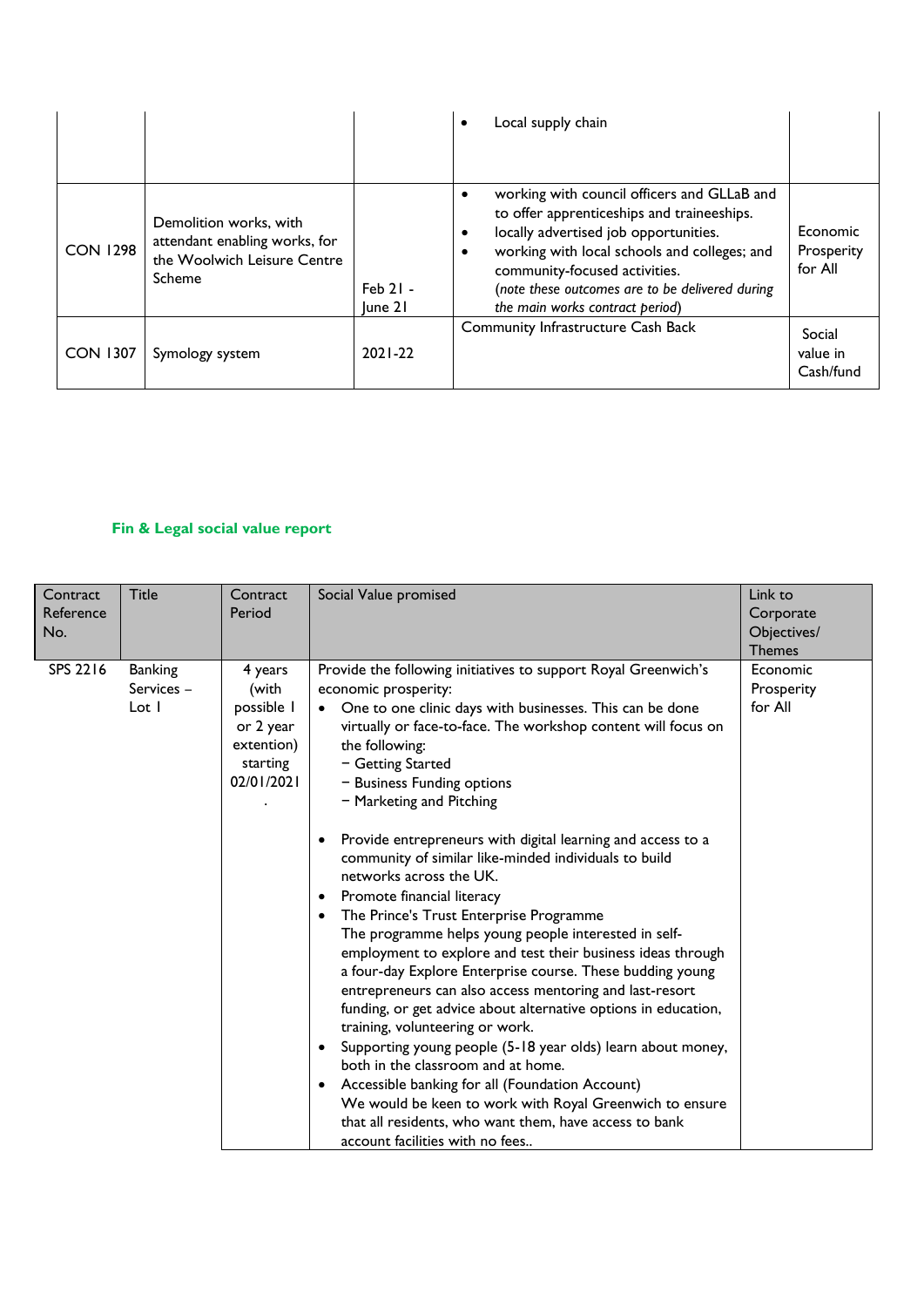| | | | | |
|---|---|---|---|---|
| | | | • Local supply chain | |
| CON 1298 | Demolition works, with attendant enabling works, for the Woolwich Leisure Centre Scheme | Feb 21 - June 21 | • working with council officers and GLLaB and to offer apprenticeships and traineeships.<br>• locally advertised job opportunities.<br>• working with local schools and colleges; and community-focused activities.<br>(*note these outcomes are to be delivered during the main works contract period*) | Economic Prosperity for All |
| CON 1307 | Symology system | 2021-22 | Community Infrastructure Cash Back | Social value in Cash/fund |

### Fin & Legal social value report

| Contract Reference No. | Title | Contract Period | Social Value promised | Link to Corporate Objectives/ Themes |
|---|---|---|---|---|
| SPS 2216 | Banking Services – Lot 1 | 4 years (with possible 1 or 2 year extention) starting 02/01/2021 . | Provide the following initiatives to support Royal Greenwich's economic prosperity:<br>• One to one clinic days with businesses. This can be done virtually or face-to-face. The workshop content will focus on the following:<br>− Getting Started<br>− Business Funding options<br>− Marketing and Pitching<br><br>• Provide entrepreneurs with digital learning and access to a community of similar like-minded individuals to build networks across the UK.<br>• Promote financial literacy<br>• The Prince's Trust Enterprise Programme<br>The programme helps young people interested in self-employment to explore and test their business ideas through a four-day Explore Enterprise course. These budding young entrepreneurs can also access mentoring and last-resort funding, or get advice about alternative options in education, training, volunteering or work.<br>• Supporting young people (5-18 year olds) learn about money, both in the classroom and at home.<br>• Accessible banking for all (Foundation Account)<br>We would be keen to work with Royal Greenwich to ensure that all residents, who want them, have access to bank account facilities with no fees.. | Economic Prosperity for All |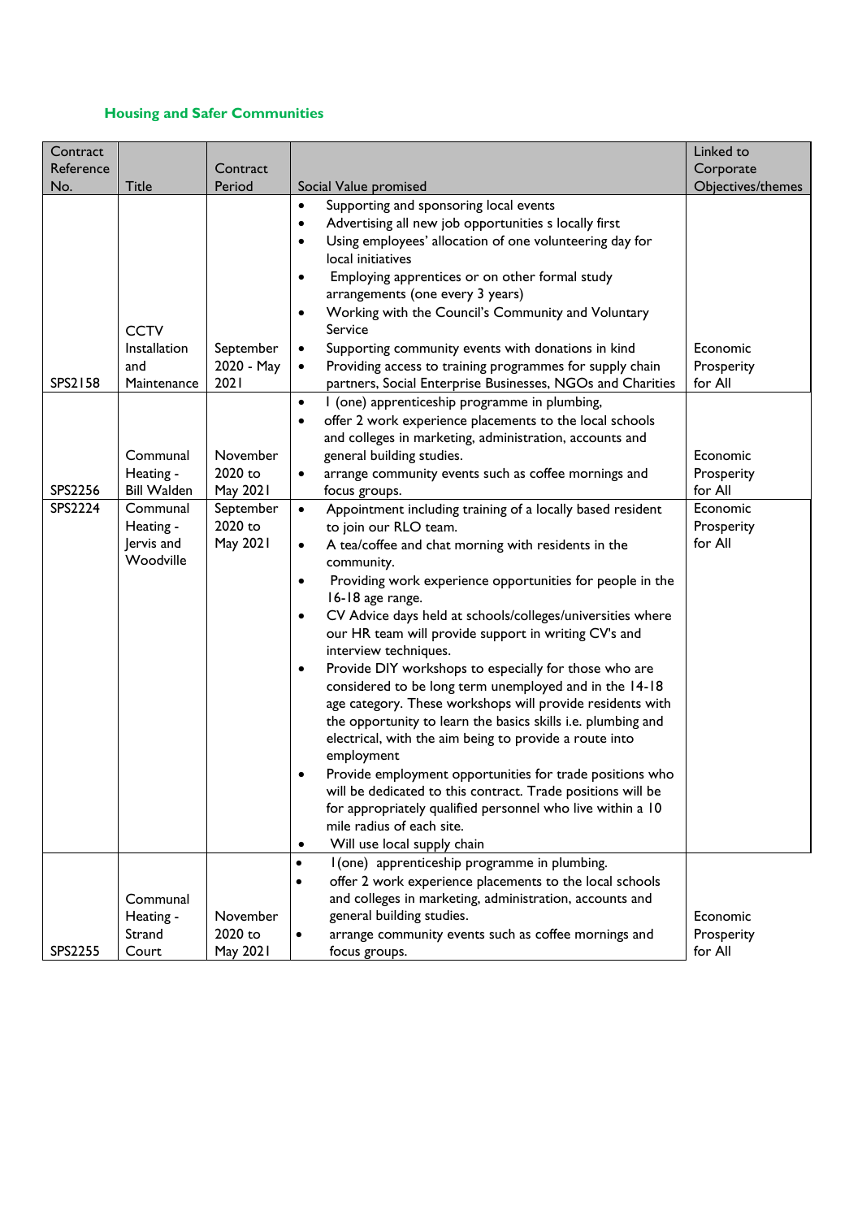## Housing and Safer Communities

| Contract Reference No. | Title | Contract Period | Social Value promised | Linked to Corporate Objectives/themes |
|---|---|---|---|---|
| SPS2158 | CCTV Installation and Maintenance | September 2020 - May 2021 | • Supporting and sponsoring local events<br>• Advertising all new job opportunities s locally first<br>• Using employees' allocation of one volunteering day for local initiatives<br>• Employing apprentices or on other formal study arrangements (one every 3 years)<br>• Working with the Council's Community and Voluntary Service<br>• Supporting community events with donations in kind<br>• Providing access to training programmes for supply chain partners, Social Enterprise Businesses, NGOs and Charities | Economic Prosperity for All |
| SPS2256 | Communal Heating - Bill Walden | November 2020 to May 2021 | • 1 (one) apprenticeship programme in plumbing,<br>• offer 2 work experience placements to the local schools and colleges in marketing, administration, accounts and general building studies.<br>• arrange community events such as coffee mornings and focus groups. | Economic Prosperity for All |
| SPS2224 | Communal Heating - Jervis and Woodville | September 2020 to May 2021 | • Appointment including training of a locally based resident to join our RLO team.<br>• A tea/coffee and chat morning with residents in the community.<br>• Providing work experience opportunities for people in the 16-18 age range.<br>• CV Advice days held at schools/colleges/universities where our HR team will provide support in writing CV's and interview techniques.<br>• Provide DIY workshops to especially for those who are considered to be long term unemployed and in the 14-18 age category. These workshops will provide residents with the opportunity to learn the basics skills i.e. plumbing and electrical, with the aim being to provide a route into employment<br>• Provide employment opportunities for trade positions who will be dedicated to this contract. Trade positions will be for appropriately qualified personnel who live within a 10 mile radius of each site.<br>• Will use local supply chain | Economic Prosperity for All |
| SPS2255 | Communal Heating - Strand Court | November 2020 to May 2021 | • 1(one) apprenticeship programme in plumbing.<br>• offer 2 work experience placements to the local schools and colleges in marketing, administration, accounts and general building studies.<br>• arrange community events such as coffee mornings and focus groups. | Economic Prosperity for All |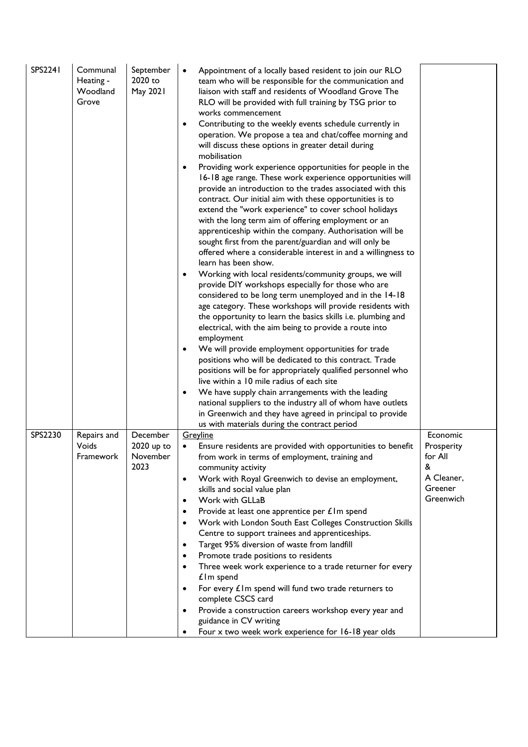| | | | | |
|---|---|---|---|---|
| SPS2241 | Communal Heating - Woodland Grove | September 2020 to May 2021 | • Appointment of a locally based resident to join our RLO team who will be responsible for the communication and liaison with staff and residents of Woodland Grove The RLO will be provided with full training by TSG prior to works commencement<br>• Contributing to the weekly events schedule currently in operation. We propose a tea and chat/coffee morning and will discuss these options in greater detail during mobilisation<br>• Providing work experience opportunities for people in the 16-18 age range. These work experience opportunities will provide an introduction to the trades associated with this contract. Our initial aim with these opportunities is to extend the "work experience" to cover school holidays with the long term aim of offering employment or an apprenticeship within the company. Authorisation will be sought first from the parent/guardian and will only be offered where a considerable interest in and a willingness to learn has been show.<br>• Working with local residents/community groups, we will provide DIY workshops especially for those who are considered to be long term unemployed and in the 14-18 age category. These workshops will provide residents with the opportunity to learn the basics skills i.e. plumbing and electrical, with the aim being to provide a route into employment<br>• We will provide employment opportunities for trade positions who will be dedicated to this contract. Trade positions will be for appropriately qualified personnel who live within a 10 mile radius of each site<br>• We have supply chain arrangements with the leading national suppliers to the industry all of whom have outlets in Greenwich and they have agreed in principal to provide us with materials during the contract period | |
| SPS2230 | Repairs and Voids Framework | December 2020 up to November 2023 | <u>Greyline</u><br>• Ensure residents are provided with opportunities to benefit from work in terms of employment, training and community activity<br>• Work with Royal Greenwich to devise an employment, skills and social value plan<br>• Work with GLLaB<br>• Provide at least one apprentice per £1m spend<br>• Work with London South East Colleges Construction Skills Centre to support trainees and apprenticeships.<br>• Target 95% diversion of waste from landfill<br>• Promote trade positions to residents<br>• Three week work experience to a trade returner for every £1m spend<br>• For every £1m spend will fund two trade returners to complete CSCS card<br>• Provide a construction careers workshop every year and guidance in CV writing<br>• Four x two week work experience for 16-18 year olds | Economic Prosperity for All & A Cleaner, Greener Greenwich |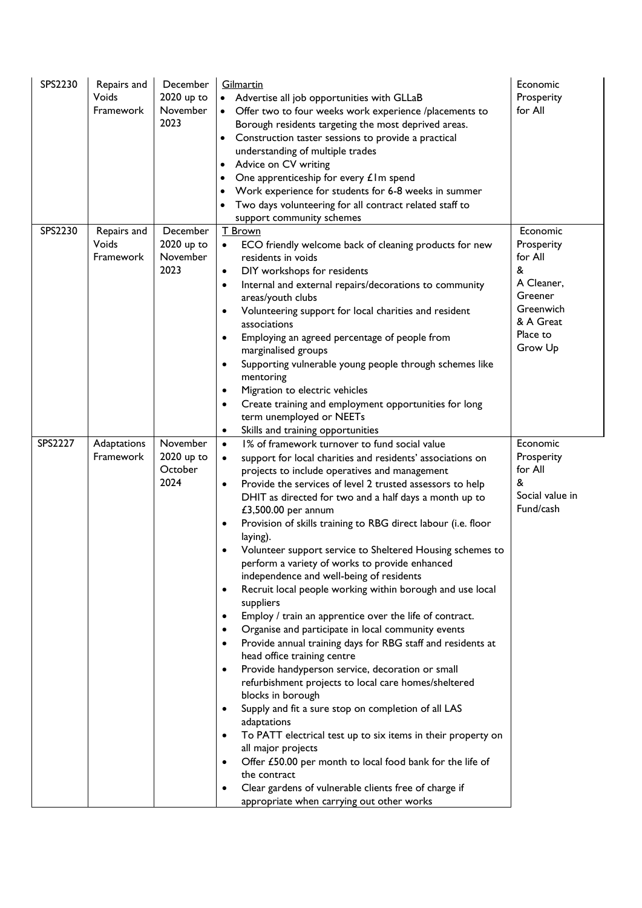| SPS2230 | Repairs and Voids Framework | December 2020 up to November 2023 | <u>Gilmartin</u><br>• Advertise all job opportunities with GLLaB<br>• Offer two to four weeks work experience /placements to Borough residents targeting the most deprived areas.<br>• Construction taster sessions to provide a practical understanding of multiple trades<br>• Advice on CV writing<br>• One apprenticeship for every £1m spend<br>• Work experience for students for 6-8 weeks in summer<br>• Two days volunteering for all contract related staff to support community schemes | Economic Prosperity for All |
|---|---|---|---|---|
| SPS2230 | Repairs and Voids Framework | December 2020 up to November 2023 | <u>T Brown</u><br>• ECO friendly welcome back of cleaning products for new residents in voids<br>• DIY workshops for residents<br>• Internal and external repairs/decorations to community areas/youth clubs<br>• Volunteering support for local charities and resident associations<br>• Employing an agreed percentage of people from marginalised groups<br>• Supporting vulnerable young people through schemes like mentoring<br>• Migration to electric vehicles<br>• Create training and employment opportunities for long term unemployed or NEETs<br>• Skills and training opportunities | Economic Prosperity for All & A Cleaner, Greener Greenwich & A Great Place to Grow Up |
| SPS2227 | Adaptations Framework | November 2020 up to October 2024 | • 1% of framework turnover to fund social value<br>• support for local charities and residents' associations on projects to include operatives and management<br>• Provide the services of level 2 trusted assessors to help DHIT as directed for two and a half days a month up to £3,500.00 per annum<br>• Provision of skills training to RBG direct labour (i.e. floor laying).<br>• Volunteer support service to Sheltered Housing schemes to perform a variety of works to provide enhanced independence and well-being of residents<br>• Recruit local people working within borough and use local suppliers<br>• Employ / train an apprentice over the life of contract.<br>• Organise and participate in local community events<br>• Provide annual training days for RBG staff and residents at head office training centre<br>• Provide handyperson service, decoration or small refurbishment projects to local care homes/sheltered blocks in borough<br>• Supply and fit a sure stop on completion of all LAS adaptations<br>• To PATT electrical test up to six items in their property on all major projects<br>• Offer £50.00 per month to local food bank for the life of the contract<br>• Clear gardens of vulnerable clients free of charge if appropriate when carrying out other works | Economic Prosperity for All & Social value in Fund/cash |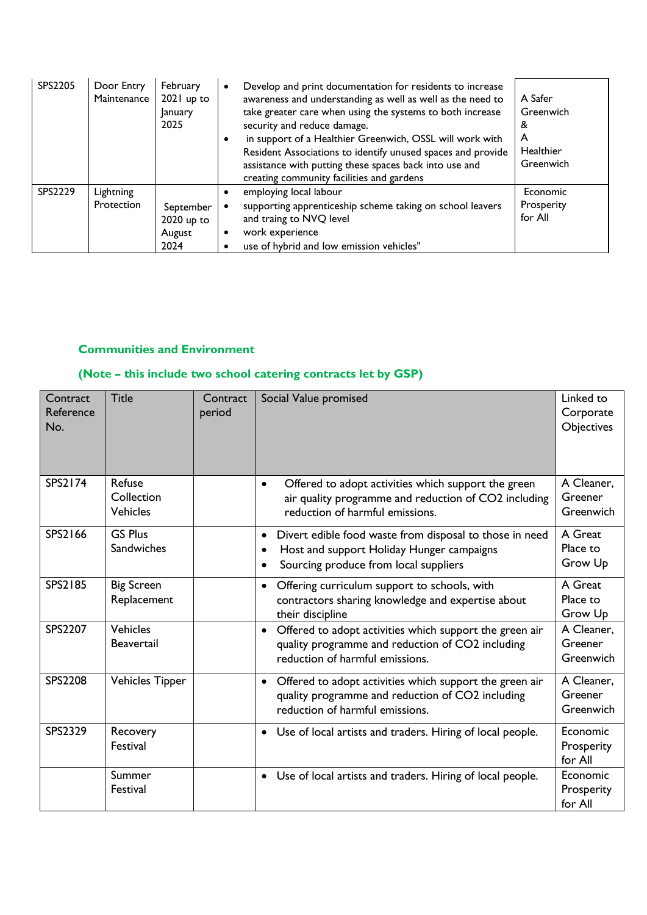| | | | | |
|---|---|---|---|---|
| SPS2205 | Door Entry Maintenance | February 2021 up to January 2025 | • Develop and print documentation for residents to increase awareness and understanding as well as well as the need to take greater care when using the systems to both increase security and reduce damage.<br>• in support of a Healthier Greenwich, OSSL will work with Resident Associations to identify unused spaces and provide assistance with putting these spaces back into use and creating community facilities and gardens | A Safer Greenwich & A Healthier Greenwich |
| SPS2229 | Lightning Protection | September 2020 up to August 2024 | • employing local labour<br>• supporting apprenticeship scheme taking on school leavers and traing to NVQ level<br>• work experience<br>• use of hybrid and low emission vehicles" | Economic Prosperity for All |

## Communities and Environment

## (Note – this include two school catering contracts let by GSP)

| Contract Reference No. | Title | Contract period | Social Value promised | Linked to Corporate Objectives |
|---|---|---|---|---|
| SPS2174 | Refuse Collection Vehicles | | • Offered to adopt activities which support the green air quality programme and reduction of $CO_2$ including reduction of harmful emissions. | A Cleaner, Greener Greenwich |
| SPS2166 | GS Plus Sandwiches | | • Divert edible food waste from disposal to those in need<br>• Host and support Holiday Hunger campaigns<br>• Sourcing produce from local suppliers | A Great Place to Grow Up |
| SPS2185 | Big Screen Replacement | | • Offering curriculum support to schools, with contractors sharing knowledge and expertise about their discipline | A Great Place to Grow Up |
| SPS2207 | Vehicles Beavertail | | • Offered to adopt activities which support the green air quality programme and reduction of $CO_2$ including reduction of harmful emissions. | A Cleaner, Greener Greenwich |
| SPS2208 | Vehicles Tipper | | • Offered to adopt activities which support the green air quality programme and reduction of $CO_2$ including reduction of harmful emissions. | A Cleaner, Greener Greenwich |
| SPS2329 | Recovery Festival | | • Use of local artists and traders. Hiring of local people. | Economic Prosperity for All |
| | Summer Festival | | • Use of local artists and traders. Hiring of local people. | Economic Prosperity for All |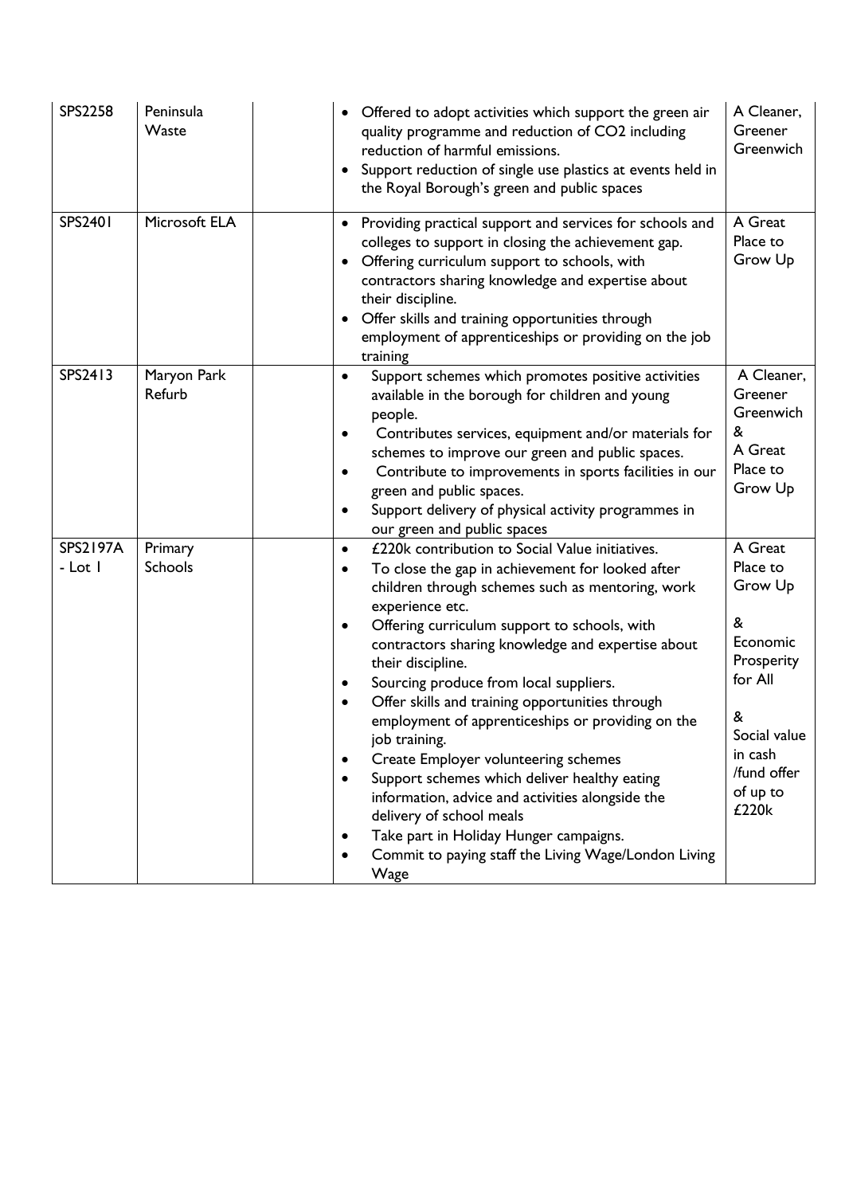| | | | | |
|---|---|---|---|---|
| SPS2258 | Peninsula Waste | | • Offered to adopt activities which support the green air quality programme and reduction of $CO_2$ including reduction of harmful emissions.<br>• Support reduction of single use plastics at events held in the Royal Borough's green and public spaces | A Cleaner, Greener Greenwich |
| SPS2401 | Microsoft ELA | | • Providing practical support and services for schools and colleges to support in closing the achievement gap.<br>• Offering curriculum support to schools, with contractors sharing knowledge and expertise about their discipline.<br>• Offer skills and training opportunities through employment of apprenticeships or providing on the job training | A Great Place to Grow Up |
| SPS2413 | Maryon Park Refurb | | • Support schemes which promotes positive activities available in the borough for children and young people.<br>• Contributes services, equipment and/or materials for schemes to improve our green and public spaces.<br>• Contribute to improvements in sports facilities in our green and public spaces.<br>• Support delivery of physical activity programmes in our green and public spaces | A Cleaner, Greener Greenwich & A Great Place to Grow Up |
| SPS2197A - Lot 1 | Primary Schools | | • £220k contribution to Social Value initiatives.<br>• To close the gap in achievement for looked after children through schemes such as mentoring, work experience etc.<br>• Offering curriculum support to schools, with contractors sharing knowledge and expertise about their discipline.<br>• Sourcing produce from local suppliers.<br>• Offer skills and training opportunities through employment of apprenticeships or providing on the job training.<br>• Create Employer volunteering schemes<br>• Support schemes which deliver healthy eating information, advice and activities alongside the delivery of school meals<br>• Take part in Holiday Hunger campaigns.<br>• Commit to paying staff the Living Wage/London Living Wage | A Great Place to Grow Up & Economic Prosperity for All & Social value in cash /fund offer of up to £220k |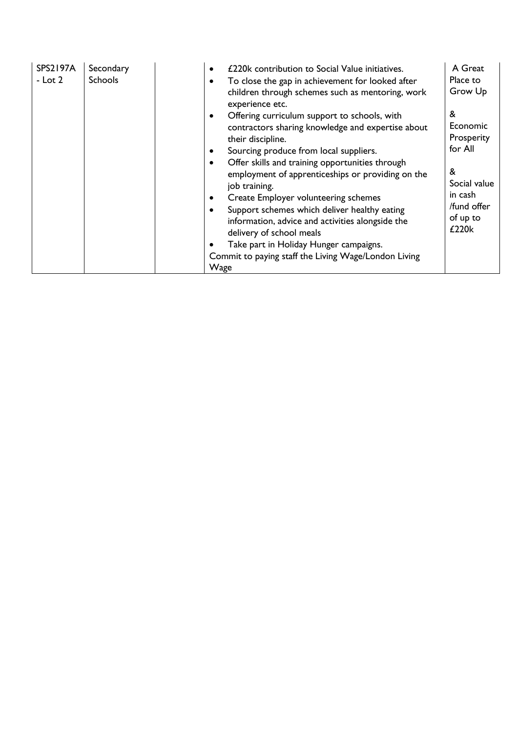| | | | | |
|---|---|---|---|---|
| SPS2197A - Lot 2 | Secondary Schools | | • £220k contribution to Social Value initiatives.<br>• To close the gap in achievement for looked after children through schemes such as mentoring, work experience etc.<br>• Offering curriculum support to schools, with contractors sharing knowledge and expertise about their discipline.<br>• Sourcing produce from local suppliers.<br>• Offer skills and training opportunities through employment of apprenticeships or providing on the job training.<br>• Create Employer volunteering schemes<br>• Support schemes which deliver healthy eating information, advice and activities alongside the delivery of school meals<br>• Take part in Holiday Hunger campaigns.<br>Commit to paying staff the Living Wage/London Living Wage | A Great Place to Grow Up<br><br>&<br>Economic Prosperity for All<br><br>&<br>Social value in cash /fund offer of up to £220k |